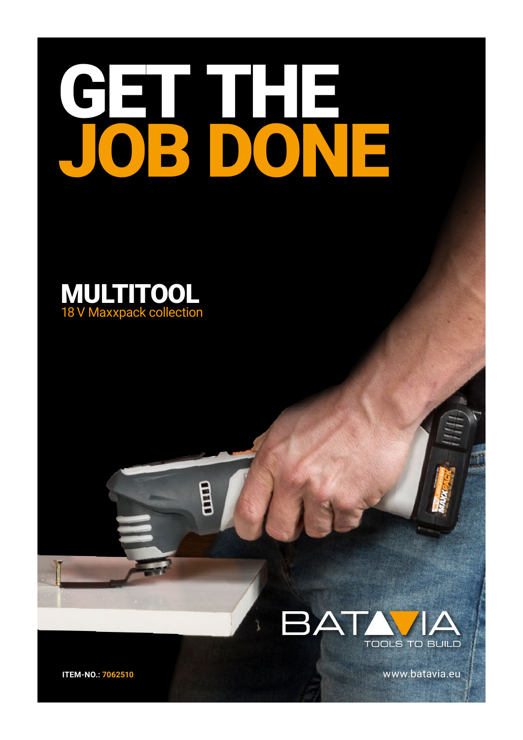# GET THE JOB DONE

## MULTITOOL

18 V Maxxpack collection

BATAVIA
TOOLS TO BUILD

**ITEM-NO.: 7062510**

www.batavia.eu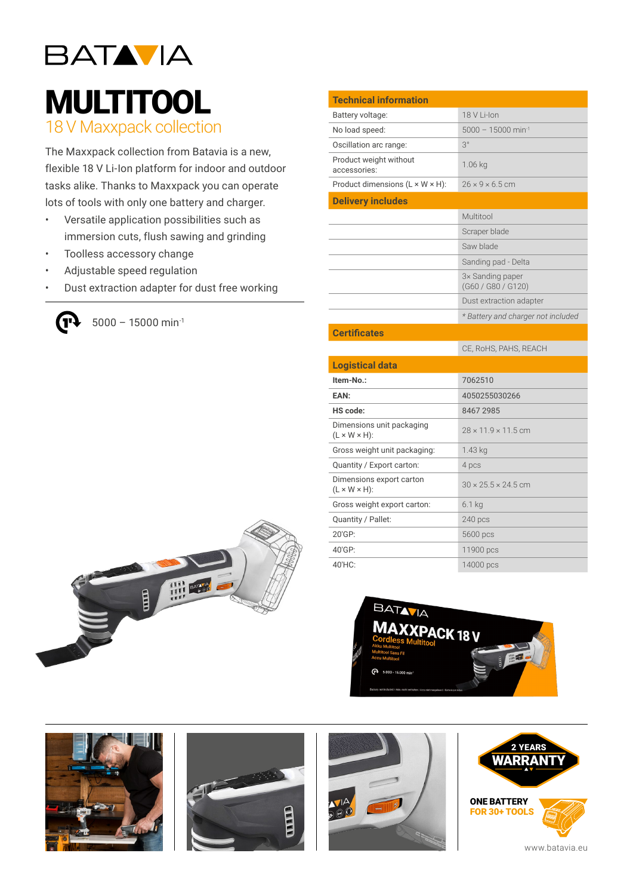# MULTITOOL

## 18 V Maxxpack collection

The Maxxpack collection from Batavia is a new, flexible 18 V Li-Ion platform for indoor and outdoor tasks alike. Thanks to Maxxpack you can operate lots of tools with only one battery and charger.

- Versatile application possibilities such as immersion cuts, flush sawing and grinding
- Toolless accessory change
- Adjustable speed regulation
- Dust extraction adapter for dust free working

5000 – 15000 $min^{-1}$

| | |
|---|---|
| **Technical information** | |
| Battery voltage: | 18 V Li-Ion |
| No load speed: | 5000 – 15000 $min^{-1}$ |
| Oscillation arc range: | 3° |
| Product weight without accessories: | 1.06 kg |
| Product dimensions (L × W × H): | 26 × 9 × 6.5 cm |
| **Delivery includes** | |
| | Multitool |
| | Scraper blade |
| | Saw blade |
| | Sanding pad - Delta |
| | 3× Sanding paper (G60 / G80 / G120) |
| | Dust extraction adapter |
| | *\* Battery and charger not included* |
| **Certificates** | |
| | CE, RoHS, PAHS, REACH |
| **Logistical data** | |
| **Item-No.:** | 7062510 |
| **EAN:** | 4050255030266 |
| **HS code:** | 8467 2985 |
| Dimensions unit packaging (L × W × H): | 28 × 11.9 × 11.5 cm |
| Gross weight unit packaging: | 1.43 kg |
| Quantity / Export carton: | 4 pcs |
| Dimensions export carton (L × W × H): | 30 × 25.5 × 24.5 cm |
| Gross weight export carton: | 6.1 kg |
| Quantity / Pallet: | 240 pcs |
| 20'GP: | 5600 pcs |
| 40'GP: | 11900 pcs |
| 40'HC: | 14000 pcs |

2 YEARS WARRANTY

ONE BATTERY FOR 30+ TOOLS

www.batavia.eu